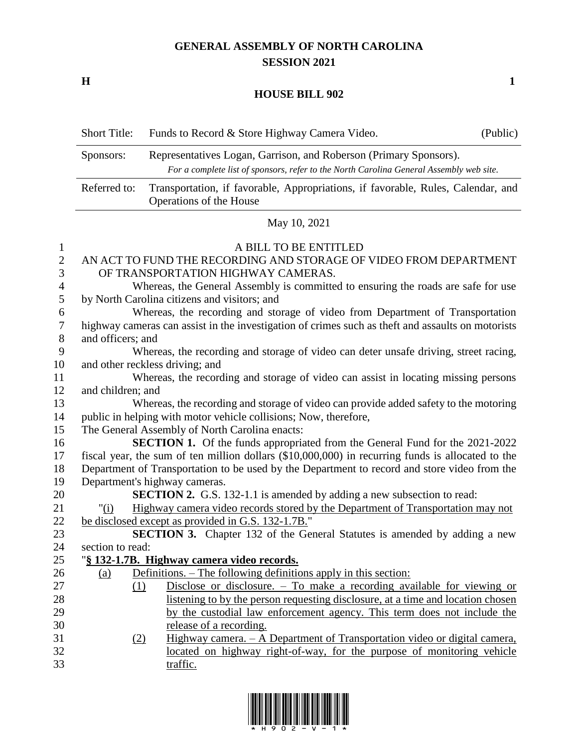# GENERAL ASSEMBLY OF NORTH CAROLINA
## SESSION 2021

**H** **1**

## HOUSE BILL 902

| Short Title: | Funds to Record & Store Highway Camera Video. | (Public) |
| --- | --- | --- |
| Sponsors: | Representatives Logan, Garrison, and Roberson (Primary Sponsors). *For a complete list of sponsors, refer to the North Carolina General Assembly web site.* | |
| Referred to: | Transportation, if favorable, Appropriations, if favorable, Rules, Calendar, and Operations of the House | |

May 10, 2021

A BILL TO BE ENTITLED

AN ACT TO FUND THE RECORDING AND STORAGE OF VIDEO FROM DEPARTMENT OF TRANSPORTATION HIGHWAY CAMERAS.

Whereas, the General Assembly is committed to ensuring the roads are safe for use by North Carolina citizens and visitors; and

Whereas, the recording and storage of video from Department of Transportation highway cameras can assist in the investigation of crimes such as theft and assaults on motorists and officers; and

Whereas, the recording and storage of video can deter unsafe driving, street racing, and other reckless driving; and

Whereas, the recording and storage of video can assist in locating missing persons and children; and

Whereas, the recording and storage of video can provide added safety to the motoring public in helping with motor vehicle collisions; Now, therefore,

The General Assembly of North Carolina enacts:

**SECTION 1.** Of the funds appropriated from the General Fund for the 2021-2022 fiscal year, the sum of ten million dollars ($10,000,000) in recurring funds is allocated to the Department of Transportation to be used by the Department to record and store video from the Department's highway cameras.

**SECTION 2.** G.S. 132-1.1 is amended by adding a new subsection to read:

"(i) Highway camera video records stored by the Department of Transportation may not be disclosed except as provided in G.S. 132-1.7B."

**SECTION 3.** Chapter 132 of the General Statutes is amended by adding a new section to read:

"**§ 132-1.7B. Highway camera video records.**

(a) Definitions. – The following definitions apply in this section:

(1) Disclose or disclosure. – To make a recording available for viewing or listening to by the person requesting disclosure, at a time and location chosen by the custodial law enforcement agency. This term does not include the release of a recording.

(2) Highway camera. – A Department of Transportation video or digital camera, located on highway right-of-way, for the purpose of monitoring vehicle traffic.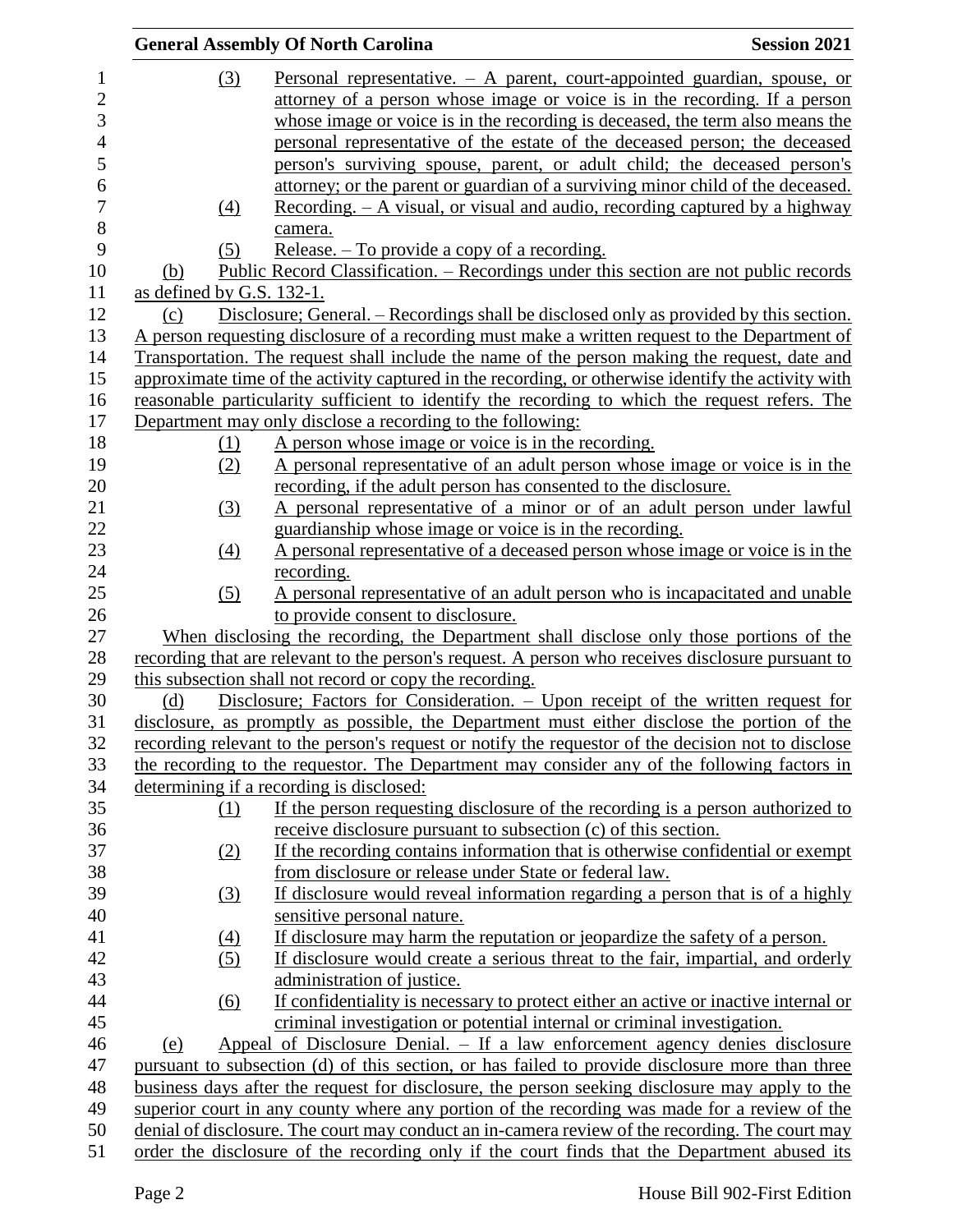(3) Personal representative. – A parent, court-appointed guardian, spouse, or attorney of a person whose image or voice is in the recording. If a person whose image or voice is in the recording is deceased, the term also means the personal representative of the estate of the deceased person; the deceased person's surviving spouse, parent, or adult child; the deceased person's attorney; or the parent or guardian of a surviving minor child of the deceased.

(4) Recording. – A visual, or visual and audio, recording captured by a highway camera.

(5) Release. – To provide a copy of a recording.

(b) Public Record Classification. – Recordings under this section are not public records as defined by G.S. 132-1.

(c) Disclosure; General. – Recordings shall be disclosed only as provided by this section. A person requesting disclosure of a recording must make a written request to the Department of Transportation. The request shall include the name of the person making the request, date and approximate time of the activity captured in the recording, or otherwise identify the activity with reasonable particularity sufficient to identify the recording to which the request refers. The Department may only disclose a recording to the following:

(1) A person whose image or voice is in the recording.

(2) A personal representative of an adult person whose image or voice is in the recording, if the adult person has consented to the disclosure.

(3) A personal representative of a minor or of an adult person under lawful guardianship whose image or voice is in the recording.

(4) A personal representative of a deceased person whose image or voice is in the recording.

(5) A personal representative of an adult person who is incapacitated and unable to provide consent to disclosure.

When disclosing the recording, the Department shall disclose only those portions of the recording that are relevant to the person's request. A person who receives disclosure pursuant to this subsection shall not record or copy the recording.

(d) Disclosure; Factors for Consideration. – Upon receipt of the written request for disclosure, as promptly as possible, the Department must either disclose the portion of the recording relevant to the person's request or notify the requestor of the decision not to disclose the recording to the requestor. The Department may consider any of the following factors in determining if a recording is disclosed:

(1) If the person requesting disclosure of the recording is a person authorized to receive disclosure pursuant to subsection (c) of this section.

(2) If the recording contains information that is otherwise confidential or exempt from disclosure or release under State or federal law.

(3) If disclosure would reveal information regarding a person that is of a highly sensitive personal nature.

(4) If disclosure may harm the reputation or jeopardize the safety of a person.

(5) If disclosure would create a serious threat to the fair, impartial, and orderly administration of justice.

(6) If confidentiality is necessary to protect either an active or inactive internal or criminal investigation or potential internal or criminal investigation.

(e) Appeal of Disclosure Denial. – If a law enforcement agency denies disclosure pursuant to subsection (d) of this section, or has failed to provide disclosure more than three business days after the request for disclosure, the person seeking disclosure may apply to the superior court in any county where any portion of the recording was made for a review of the denial of disclosure. The court may conduct an in-camera review of the recording. The court may order the disclosure of the recording only if the court finds that the Department abused its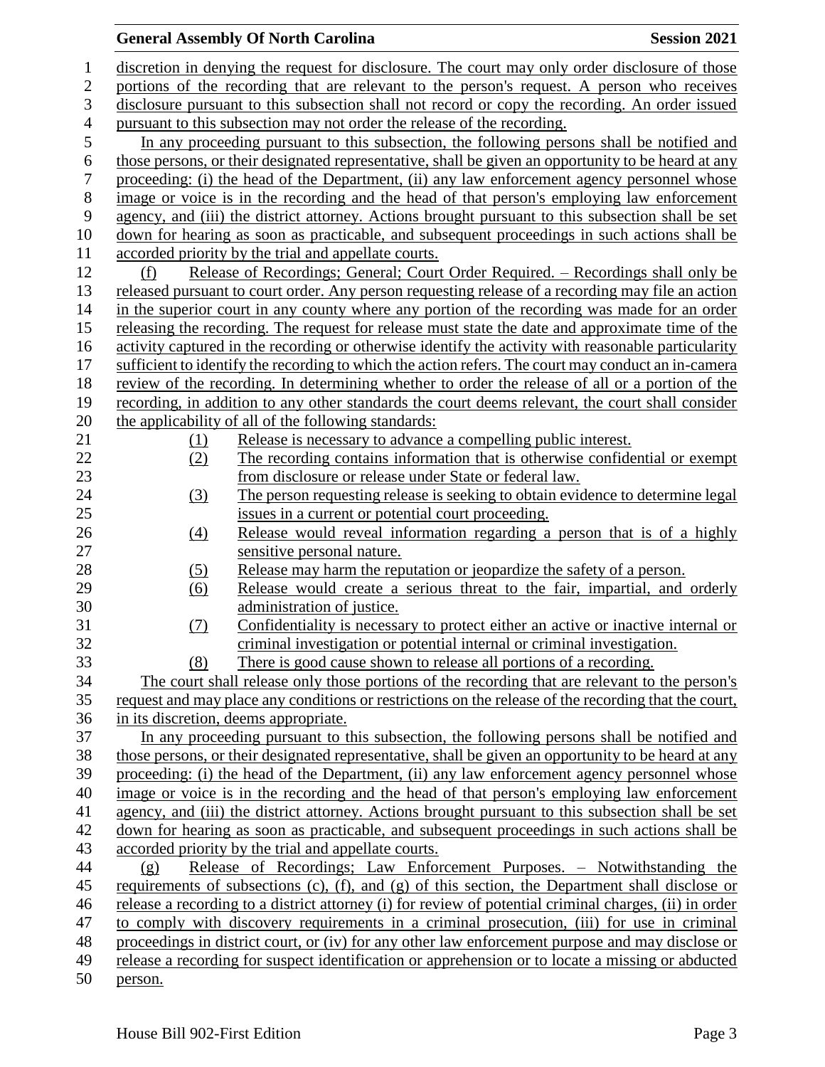discretion in denying the request for disclosure. The court may only order disclosure of those portions of the recording that are relevant to the person's request. A person who receives disclosure pursuant to this subsection shall not record or copy the recording. An order issued pursuant to this subsection may not order the release of the recording.

In any proceeding pursuant to this subsection, the following persons shall be notified and those persons, or their designated representative, shall be given an opportunity to be heard at any proceeding: (i) the head of the Department, (ii) any law enforcement agency personnel whose image or voice is in the recording and the head of that person's employing law enforcement agency, and (iii) the district attorney. Actions brought pursuant to this subsection shall be set down for hearing as soon as practicable, and subsequent proceedings in such actions shall be accorded priority by the trial and appellate courts.

(f) Release of Recordings; General; Court Order Required. – Recordings shall only be released pursuant to court order. Any person requesting release of a recording may file an action in the superior court in any county where any portion of the recording was made for an order releasing the recording. The request for release must state the date and approximate time of the activity captured in the recording or otherwise identify the activity with reasonable particularity sufficient to identify the recording to which the action refers. The court may conduct an in-camera review of the recording. In determining whether to order the release of all or a portion of the recording, in addition to any other standards the court deems relevant, the court shall consider the applicability of all of the following standards:

(1) Release is necessary to advance a compelling public interest.
(2) The recording contains information that is otherwise confidential or exempt from disclosure or release under State or federal law.
(3) The person requesting release is seeking to obtain evidence to determine legal issues in a current or potential court proceeding.
(4) Release would reveal information regarding a person that is of a highly sensitive personal nature.
(5) Release may harm the reputation or jeopardize the safety of a person.
(6) Release would create a serious threat to the fair, impartial, and orderly administration of justice.
(7) Confidentiality is necessary to protect either an active or inactive internal or criminal investigation or potential internal or criminal investigation.
(8) There is good cause shown to release all portions of a recording.

The court shall release only those portions of the recording that are relevant to the person's request and may place any conditions or restrictions on the release of the recording that the court, in its discretion, deems appropriate.

In any proceeding pursuant to this subsection, the following persons shall be notified and those persons, or their designated representative, shall be given an opportunity to be heard at any proceeding: (i) the head of the Department, (ii) any law enforcement agency personnel whose image or voice is in the recording and the head of that person's employing law enforcement agency, and (iii) the district attorney. Actions brought pursuant to this subsection shall be set down for hearing as soon as practicable, and subsequent proceedings in such actions shall be accorded priority by the trial and appellate courts.

(g) Release of Recordings; Law Enforcement Purposes. – Notwithstanding the requirements of subsections (c), (f), and (g) of this section, the Department shall disclose or release a recording to a district attorney (i) for review of potential criminal charges, (ii) in order to comply with discovery requirements in a criminal prosecution, (iii) for use in criminal proceedings in district court, or (iv) for any other law enforcement purpose and may disclose or release a recording for suspect identification or apprehension or to locate a missing or abducted person.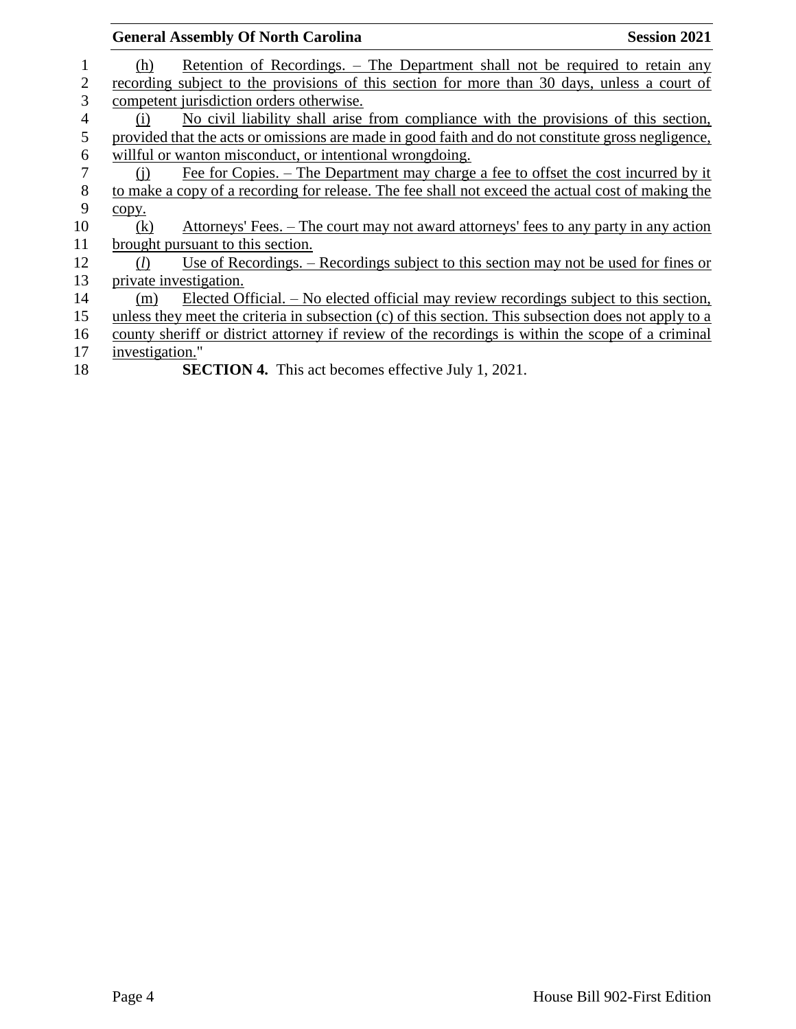(h) Retention of Recordings. – The Department shall not be required to retain any recording subject to the provisions of this section for more than 30 days, unless a court of competent jurisdiction orders otherwise.

(i) No civil liability shall arise from compliance with the provisions of this section, provided that the acts or omissions are made in good faith and do not constitute gross negligence, willful or wanton misconduct, or intentional wrongdoing.

(j) Fee for Copies. – The Department may charge a fee to offset the cost incurred by it to make a copy of a recording for release. The fee shall not exceed the actual cost of making the copy.

(k) Attorneys' Fees. – The court may not award attorneys' fees to any party in any action brought pursuant to this section.

(*l*) Use of Recordings. – Recordings subject to this section may not be used for fines or private investigation.

(m) Elected Official. – No elected official may review recordings subject to this section, unless they meet the criteria in subsection (c) of this section. This subsection does not apply to a county sheriff or district attorney if review of the recordings is within the scope of a criminal investigation."

**SECTION 4.** This act becomes effective July 1, 2021.